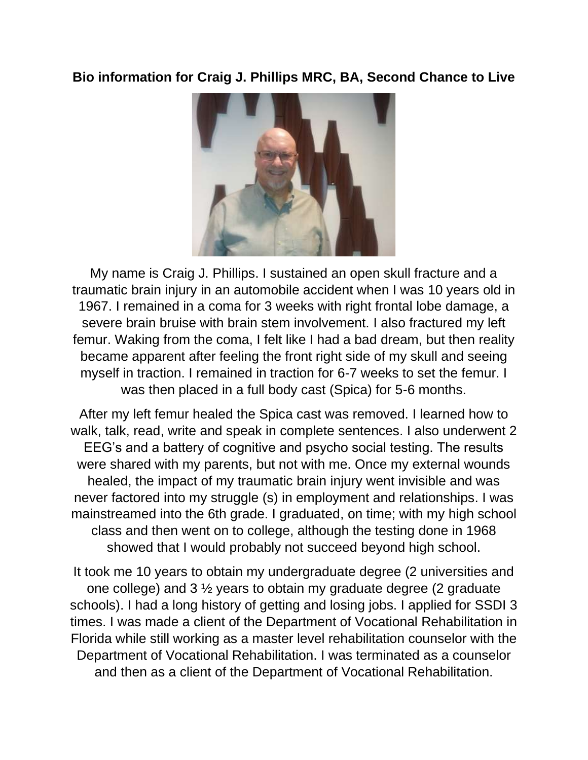**Bio information for Craig J. Phillips MRC, BA, Second Chance to Live**

My name is Craig J. Phillips. I sustained an open skull fracture and a traumatic brain injury in an automobile accident when I was 10 years old in 1967. I remained in a coma for 3 weeks with right frontal lobe damage, a severe brain bruise with brain stem involvement. I also fractured my left femur. Waking from the coma, I felt like I had a bad dream, but then reality became apparent after feeling the front right side of my skull and seeing myself in traction. I remained in traction for 6-7 weeks to set the femur. I was then placed in a full body cast (Spica) for 5-6 months.

After my left femur healed the Spica cast was removed. I learned how to walk, talk, read, write and speak in complete sentences. I also underwent 2 EEG's and a battery of cognitive and psycho social testing. The results were shared with my parents, but not with me. Once my external wounds healed, the impact of my traumatic brain injury went invisible and was never factored into my struggle (s) in employment and relationships. I was mainstreamed into the 6th grade. I graduated, on time; with my high school class and then went on to college, although the testing done in 1968 showed that I would probably not succeed beyond high school.

It took me 10 years to obtain my undergraduate degree (2 universities and one college) and 3 ½ years to obtain my graduate degree (2 graduate schools). I had a long history of getting and losing jobs. I applied for SSDI 3 times. I was made a client of the Department of Vocational Rehabilitation in Florida while still working as a master level rehabilitation counselor with the Department of Vocational Rehabilitation. I was terminated as a counselor and then as a client of the Department of Vocational Rehabilitation.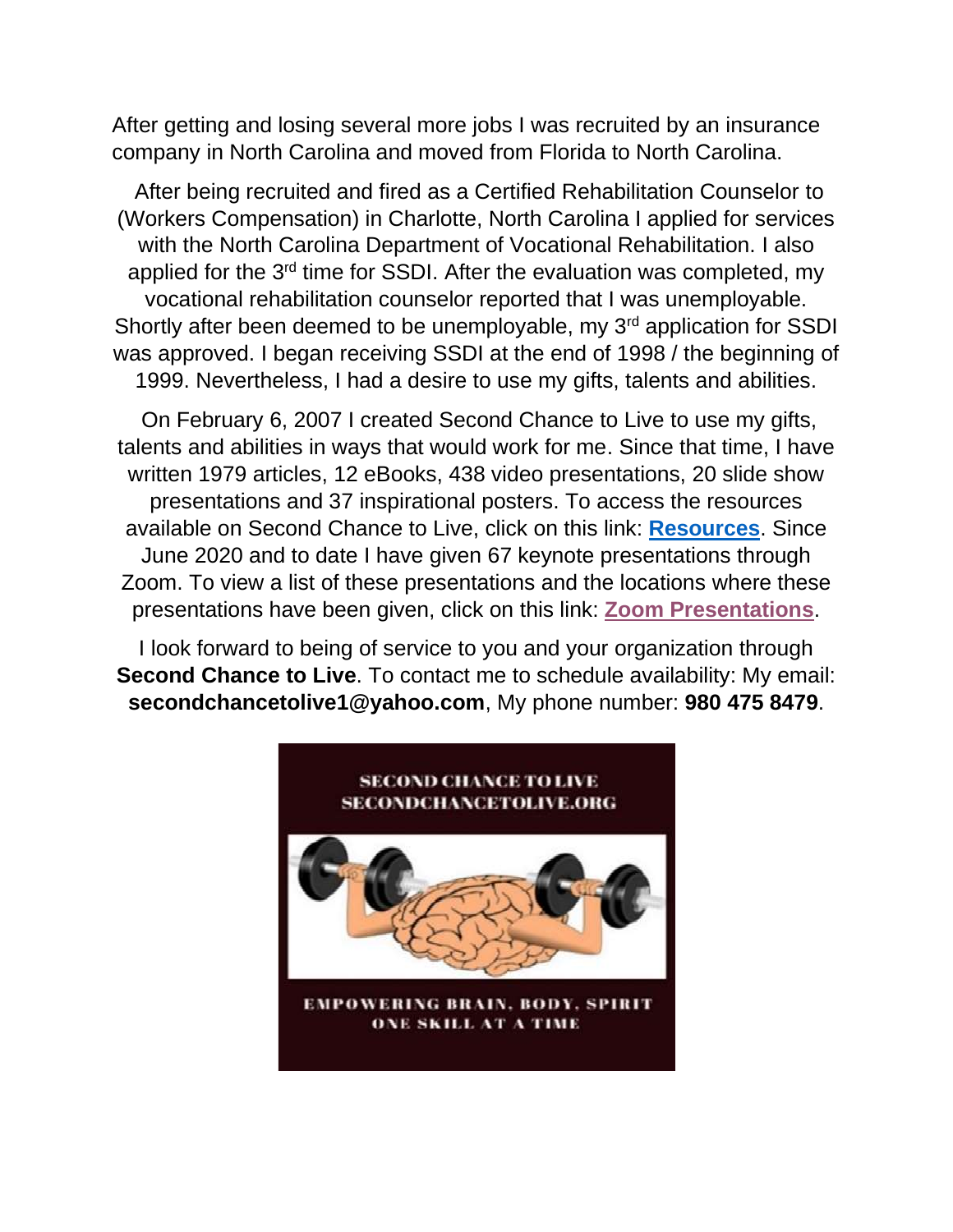After getting and losing several more jobs I was recruited by an insurance company in North Carolina and moved from Florida to North Carolina.

After being recruited and fired as a Certified Rehabilitation Counselor to (Workers Compensation) in Charlotte, North Carolina I applied for services with the North Carolina Department of Vocational Rehabilitation. I also applied for the 3rd time for SSDI. After the evaluation was completed, my vocational rehabilitation counselor reported that I was unemployable. Shortly after been deemed to be unemployable, my 3rd application for SSDI was approved. I began receiving SSDI at the end of 1998 / the beginning of 1999. Nevertheless, I had a desire to use my gifts, talents and abilities.

On February 6, 2007 I created Second Chance to Live to use my gifts, talents and abilities in ways that would work for me. Since that time, I have written 1979 articles, 12 eBooks, 438 video presentations, 20 slide show presentations and 37 inspirational posters. To access the resources available on Second Chance to Live, click on this link: **Resources**. Since June 2020 and to date I have given 67 keynote presentations through Zoom. To view a list of these presentations and the locations where these presentations have been given, click on this link: **Zoom Presentations**.

I look forward to being of service to you and your organization through **Second Chance to Live**. To contact me to schedule availability: My email: **secondchancetolive1@yahoo.com**, My phone number: **980 475 8479**.

SECOND CHANCE TO LIVE
SECONDCHANCETOLIVE.ORG

EMPOWERING BRAIN, BODY, SPIRIT
ONE SKILL AT A TIME